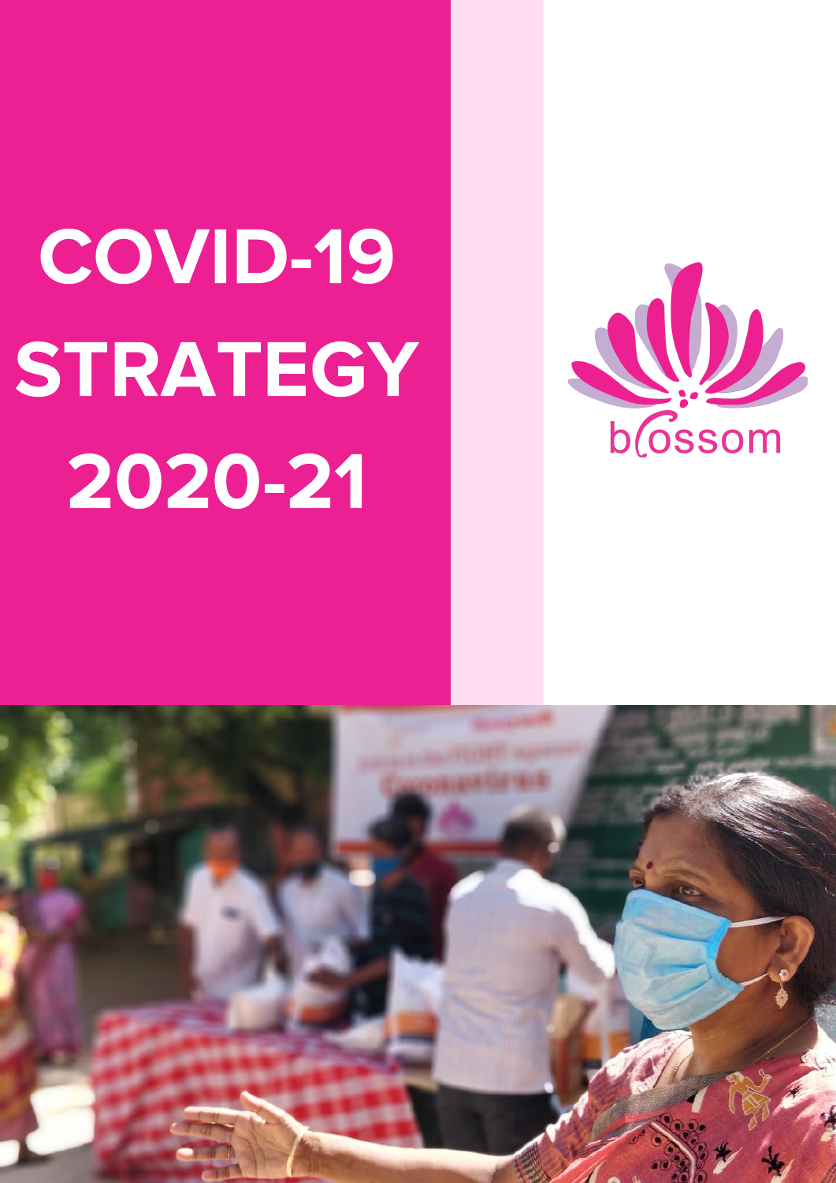# COVID-19 STRATEGY 2020-21

blossom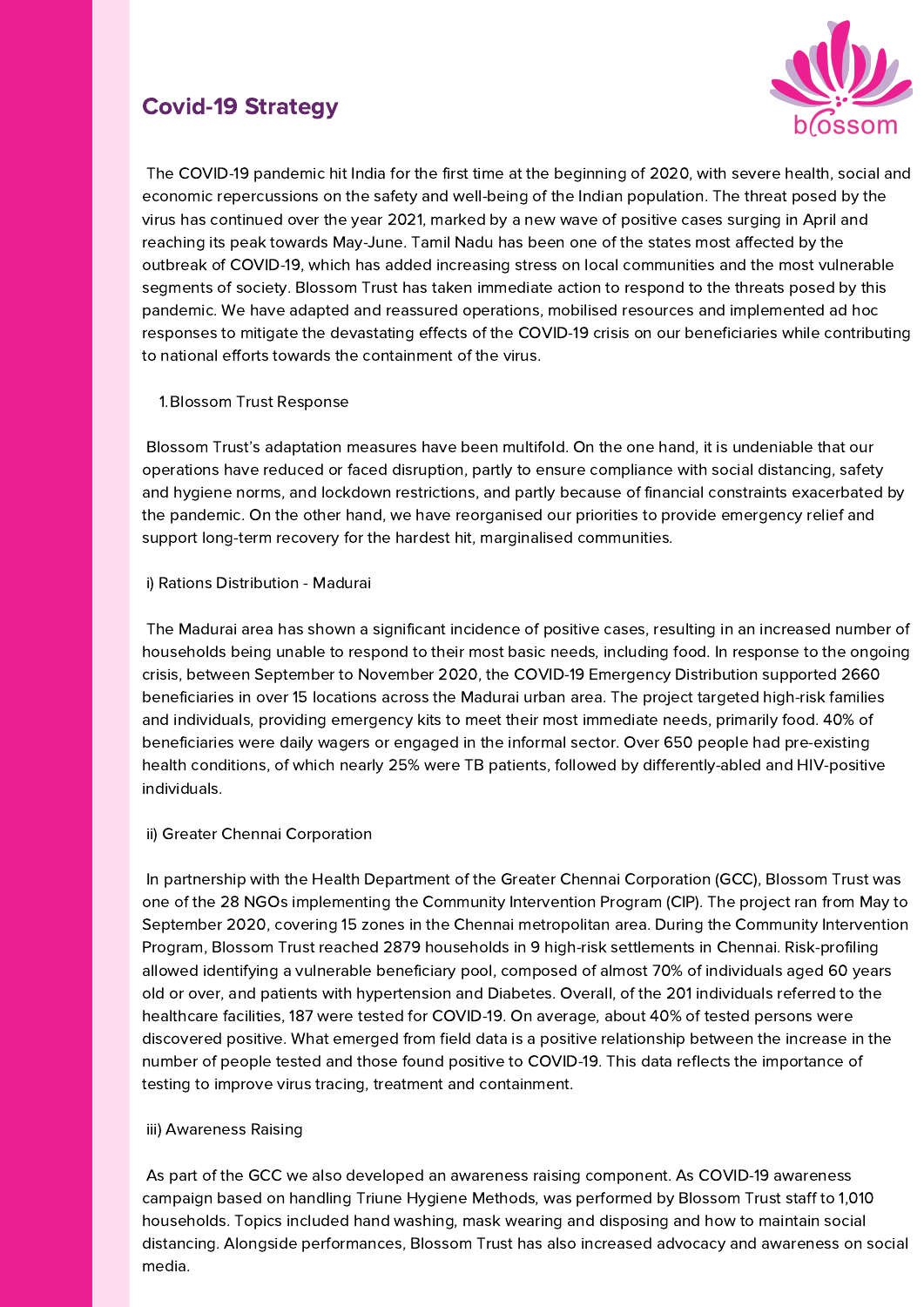# Covid-19 Strategy

The COVID-19 pandemic hit India for the first time at the beginning of 2020, with severe health, social and economic repercussions on the safety and well-being of the Indian population. The threat posed by the virus has continued over the year 2021, marked by a new wave of positive cases surging in April and reaching its peak towards May-June. Tamil Nadu has been one of the states most affected by the outbreak of COVID-19, which has added increasing stress on local communities and the most vulnerable segments of society. Blossom Trust has taken immediate action to respond to the threats posed by this pandemic. We have adapted and reassured operations, mobilised resources and implemented ad hoc responses to mitigate the devastating effects of the COVID-19 crisis on our beneficiaries while contributing to national efforts towards the containment of the virus.

1. Blossom Trust Response

Blossom Trust's adaptation measures have been multifold. On the one hand, it is undeniable that our operations have reduced or faced disruption, partly to ensure compliance with social distancing, safety and hygiene norms, and lockdown restrictions, and partly because of financial constraints exacerbated by the pandemic. On the other hand, we have reorganised our priorities to provide emergency relief and support long-term recovery for the hardest hit, marginalised communities.

i) Rations Distribution - Madurai

The Madurai area has shown a significant incidence of positive cases, resulting in an increased number of households being unable to respond to their most basic needs, including food. In response to the ongoing crisis, between September to November 2020, the COVID-19 Emergency Distribution supported 2660 beneficiaries in over 15 locations across the Madurai urban area. The project targeted high-risk families and individuals, providing emergency kits to meet their most immediate needs, primarily food. 40% of beneficiaries were daily wagers or engaged in the informal sector. Over 650 people had pre-existing health conditions, of which nearly 25% were TB patients, followed by differently-abled and HIV-positive individuals.

ii) Greater Chennai Corporation

In partnership with the Health Department of the Greater Chennai Corporation (GCC), Blossom Trust was one of the 28 NGOs implementing the Community Intervention Program (CIP). The project ran from May to September 2020, covering 15 zones in the Chennai metropolitan area. During the Community Intervention Program, Blossom Trust reached 2879 households in 9 high-risk settlements in Chennai. Risk-profiling allowed identifying a vulnerable beneficiary pool, composed of almost 70% of individuals aged 60 years old or over, and patients with hypertension and Diabetes. Overall, of the 201 individuals referred to the healthcare facilities, 187 were tested for COVID-19. On average, about 40% of tested persons were discovered positive. What emerged from field data is a positive relationship between the increase in the number of people tested and those found positive to COVID-19. This data reflects the importance of testing to improve virus tracing, treatment and containment.

iii) Awareness Raising

As part of the GCC we also developed an awareness raising component. As COVID-19 awareness campaign based on handling Triune Hygiene Methods, was performed by Blossom Trust staff to 1,010 households. Topics included hand washing, mask wearing and disposing and how to maintain social distancing. Alongside performances, Blossom Trust has also increased advocacy and awareness on social media.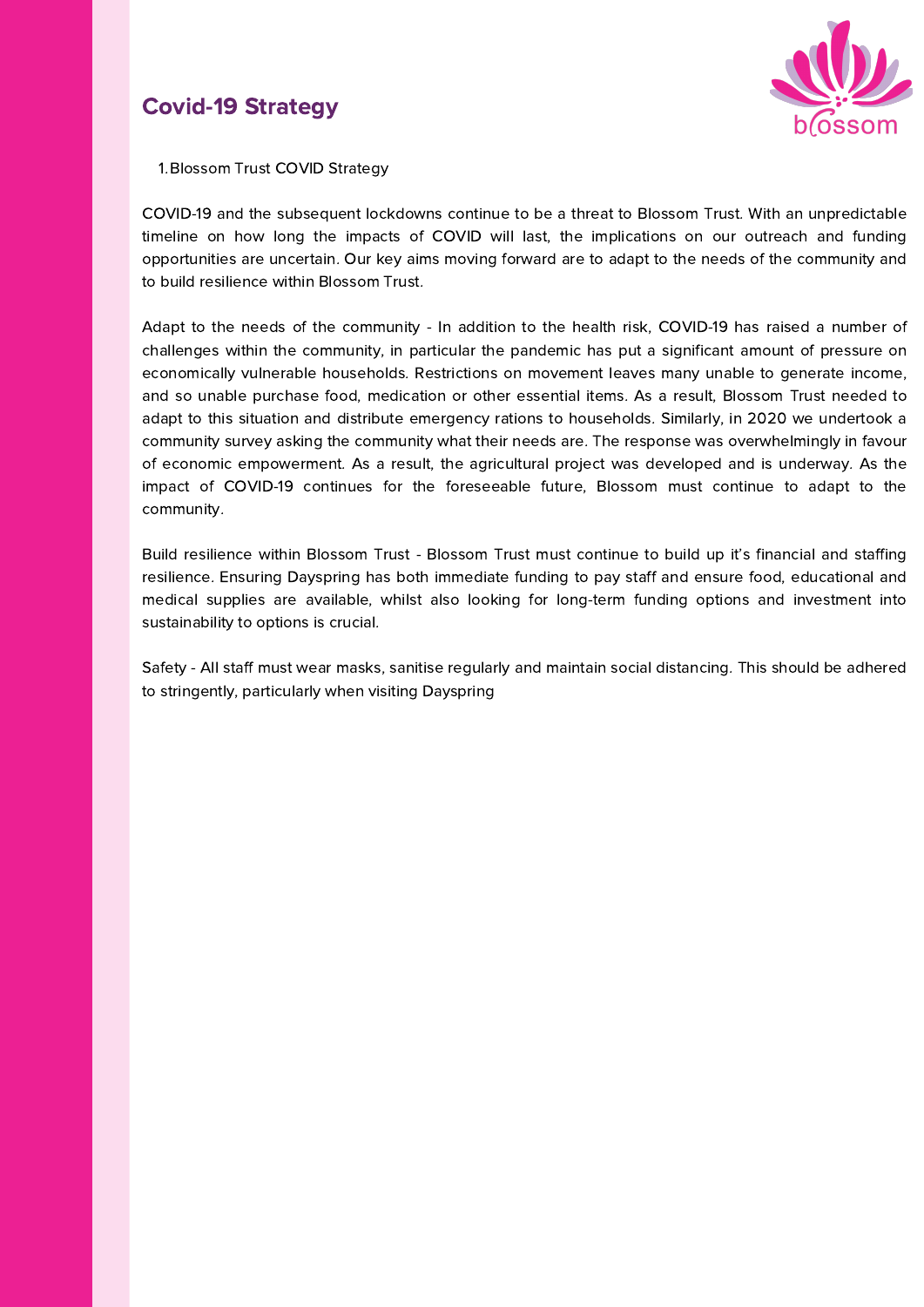# Covid-19 Strategy

1. Blossom Trust COVID Strategy

COVID-19 and the subsequent lockdowns continue to be a threat to Blossom Trust. With an unpredictable timeline on how long the impacts of COVID will last, the implications on our outreach and funding opportunities are uncertain. Our key aims moving forward are to adapt to the needs of the community and to build resilience within Blossom Trust.

Adapt to the needs of the community - In addition to the health risk, COVID-19 has raised a number of challenges within the community, in particular the pandemic has put a significant amount of pressure on economically vulnerable households. Restrictions on movement leaves many unable to generate income, and so unable purchase food, medication or other essential items. As a result, Blossom Trust needed to adapt to this situation and distribute emergency rations to households. Similarly, in 2020 we undertook a community survey asking the community what their needs are. The response was overwhelmingly in favour of economic empowerment. As a result, the agricultural project was developed and is underway. As the impact of COVID-19 continues for the foreseeable future, Blossom must continue to adapt to the community.

Build resilience within Blossom Trust - Blossom Trust must continue to build up it's financial and staffing resilience. Ensuring Dayspring has both immediate funding to pay staff and ensure food, educational and medical supplies are available, whilst also looking for long-term funding options and investment into sustainability to options is crucial.

Safety - All staff must wear masks, sanitise regularly and maintain social distancing. This should be adhered to stringently, particularly when visiting Dayspring